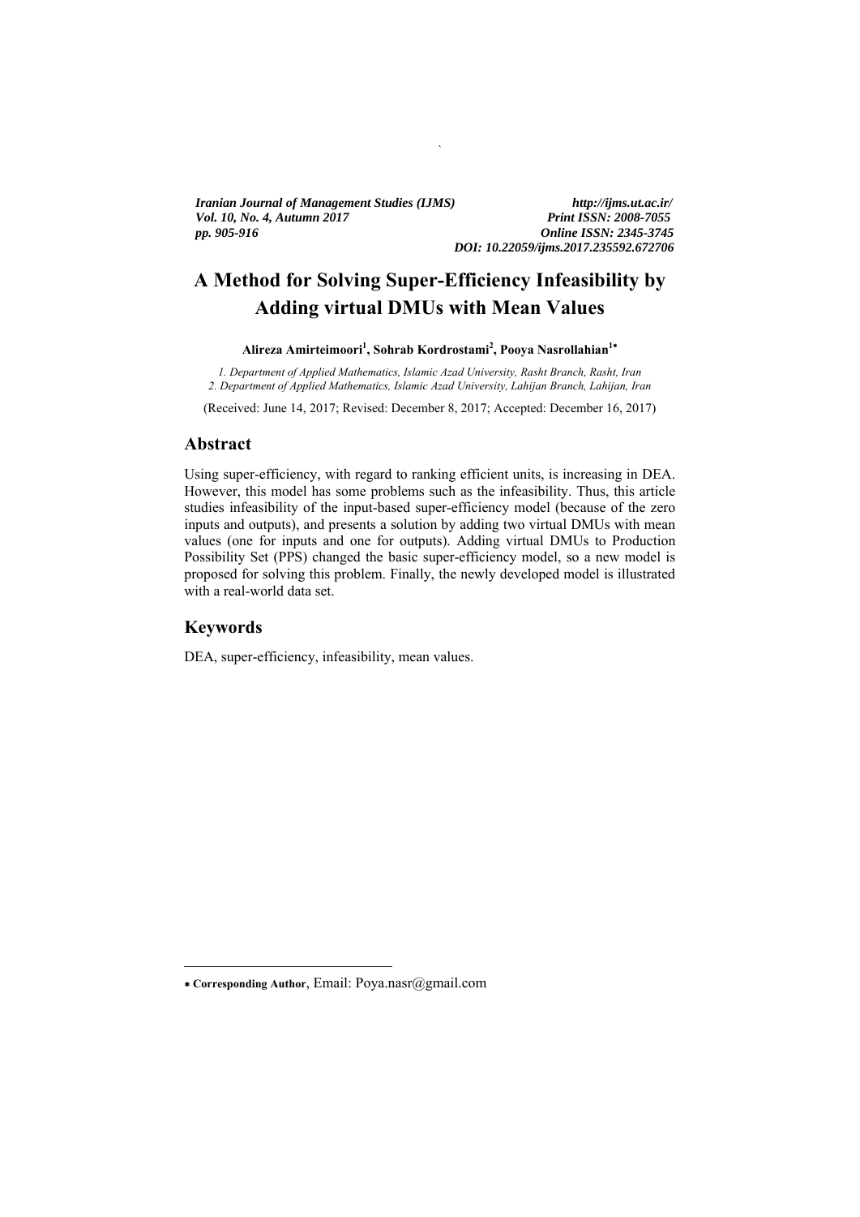# A Method for Solving Super-Efficiency Infeasibility by Adding virtual DMUs with Mean Values

**Alireza Amirteimoori[1], Sohrab Kordrostami[2], Pooya Nasrollahian[1*]**

*1. Department of Applied Mathematics, Islamic Azad University, Rasht Branch, Rasht, Iran*
*2. Department of Applied Mathematics, Islamic Azad University, Lahijan Branch, Lahijan, Iran*

(Received: June 14, 2017; Revised: December 8, 2017; Accepted: December 16, 2017)

## Abstract

Using super-efficiency, with regard to ranking efficient units, is increasing in DEA. However, this model has some problems such as the infeasibility. Thus, this article studies infeasibility of the input-based super-efficiency model (because of the zero inputs and outputs), and presents a solution by adding two virtual DMUs with mean values (one for inputs and one for outputs). Adding virtual DMUs to Production Possibility Set (PPS) changed the basic super-efficiency model, so a new model is proposed for solving this problem. Finally, the newly developed model is illustrated with a real-world data set.

## Keywords

DEA, super-efficiency, infeasibility, mean values.

---

\* **Corresponding Author**, Email: Poya.nasr@gmail.com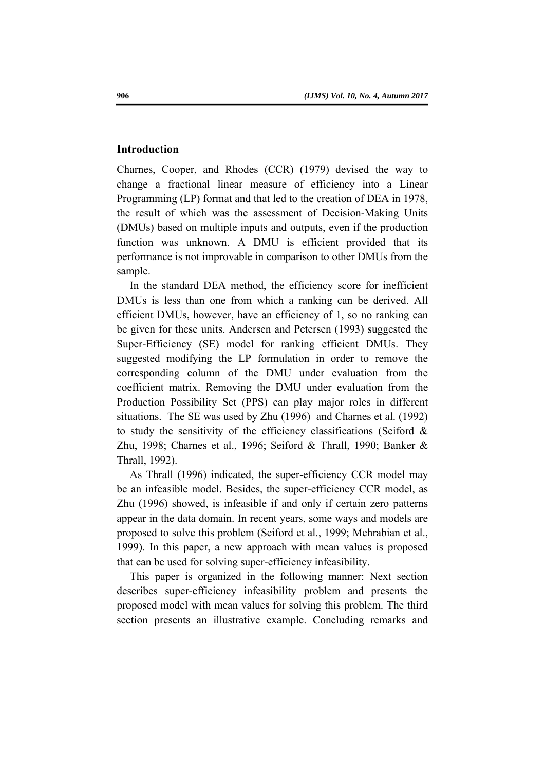## Introduction

Charnes, Cooper, and Rhodes (CCR) (1979) devised the way to change a fractional linear measure of efficiency into a Linear Programming (LP) format and that led to the creation of DEA in 1978, the result of which was the assessment of Decision-Making Units (DMUs) based on multiple inputs and outputs, even if the production function was unknown. A DMU is efficient provided that its performance is not improvable in comparison to other DMUs from the sample.

In the standard DEA method, the efficiency score for inefficient DMUs is less than one from which a ranking can be derived. All efficient DMUs, however, have an efficiency of 1, so no ranking can be given for these units. Andersen and Petersen (1993) suggested the Super-Efficiency (SE) model for ranking efficient DMUs. They suggested modifying the LP formulation in order to remove the corresponding column of the DMU under evaluation from the coefficient matrix. Removing the DMU under evaluation from the Production Possibility Set (PPS) can play major roles in different situations. The SE was used by Zhu (1996) and Charnes et al. (1992) to study the sensitivity of the efficiency classifications (Seiford & Zhu, 1998; Charnes et al., 1996; Seiford & Thrall, 1990; Banker & Thrall, 1992).

As Thrall (1996) indicated, the super-efficiency CCR model may be an infeasible model. Besides, the super-efficiency CCR model, as Zhu (1996) showed, is infeasible if and only if certain zero patterns appear in the data domain. In recent years, some ways and models are proposed to solve this problem (Seiford et al., 1999; Mehrabian et al., 1999). In this paper, a new approach with mean values is proposed that can be used for solving super-efficiency infeasibility.

This paper is organized in the following manner: Next section describes super-efficiency infeasibility problem and presents the proposed model with mean values for solving this problem. The third section presents an illustrative example. Concluding remarks and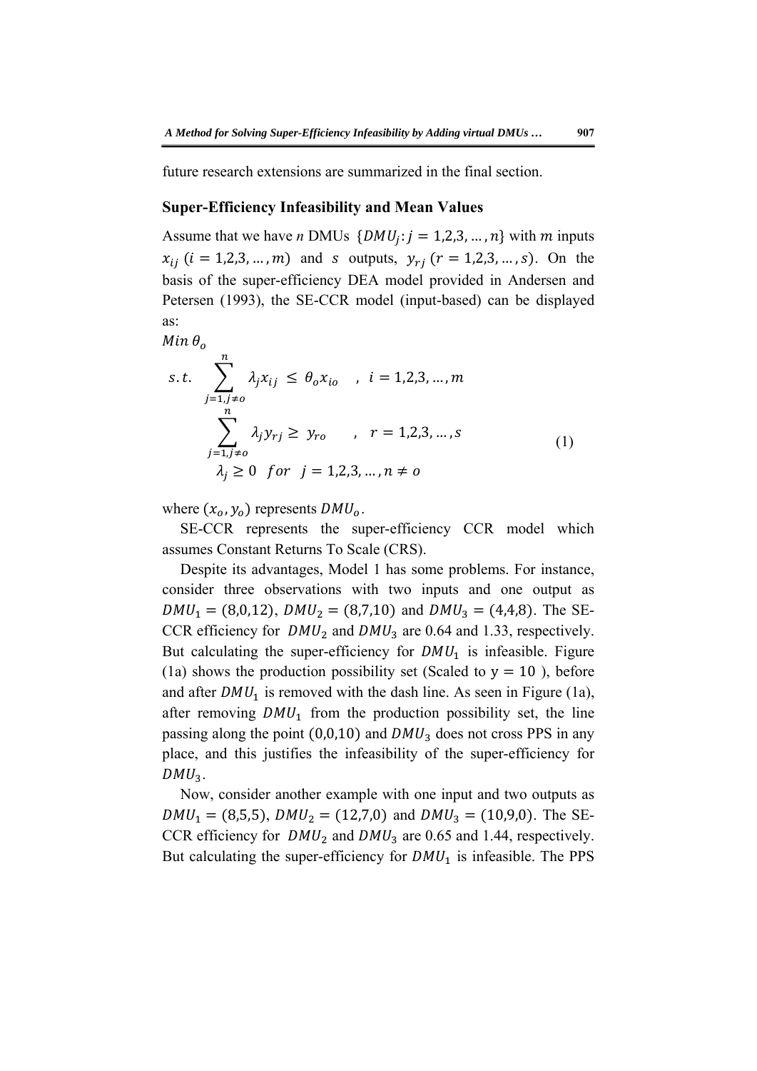future research extensions are summarized in the final section.

## Super-Efficiency Infeasibility and Mean Values

Assume that we have *n* DMUs $\{DMU_j: j = 1,2,3,\dots,n\}$ with $m$ inputs $x_{ij}$ $(i = 1,2,3,\dots,m)$ and $s$ outputs, $y_{rj}$ $(r = 1,2,3,\dots,s)$. On the basis of the super-efficiency DEA model provided in Andersen and Petersen (1993), the SE-CCR model (input-based) can be displayed as:

$$
\begin{aligned}
&Min\ \theta_o \\
&s.t. \quad \sum_{j=1, j\neq o}^{n} \lambda_j x_{ij} \leq \theta_o x_{io} \quad , \quad i = 1,2,3,\dots,m \\
&\qquad \sum_{j=1, j\neq o}^{n} \lambda_j y_{rj} \geq y_{ro} \quad , \quad r = 1,2,3,\dots,s \\
&\qquad \lambda_j \geq 0 \quad for \quad j = 1,2,3,\dots,n \neq o
\end{aligned}
\tag{1}
$$

where $(x_o, y_o)$ represents $DMU_o$.

SE-CCR represents the super-efficiency CCR model which assumes Constant Returns To Scale (CRS).

Despite its advantages, Model 1 has some problems. For instance, consider three observations with two inputs and one output as $DMU_1 = (8,0,12)$, $DMU_2 = (8,7,10)$ and $DMU_3 = (4,4,8)$. The SE-CCR efficiency for $DMU_2$ and $DMU_3$ are 0.64 and 1.33, respectively. But calculating the super-efficiency for $DMU_1$ is infeasible. Figure (1a) shows the production possibility set (Scaled to $y = 10$ ), before and after $DMU_1$ is removed with the dash line. As seen in Figure (1a), after removing $DMU_1$ from the production possibility set, the line passing along the point $(0,0,10)$ and $DMU_3$ does not cross PPS in any place, and this justifies the infeasibility of the super-efficiency for $DMU_3$.

Now, consider another example with one input and two outputs as $DMU_1 = (8,5,5)$, $DMU_2 = (12,7,0)$ and $DMU_3 = (10,9,0)$. The SE-CCR efficiency for $DMU_2$ and $DMU_3$ are 0.65 and 1.44, respectively. But calculating the super-efficiency for $DMU_1$ is infeasible. The PPS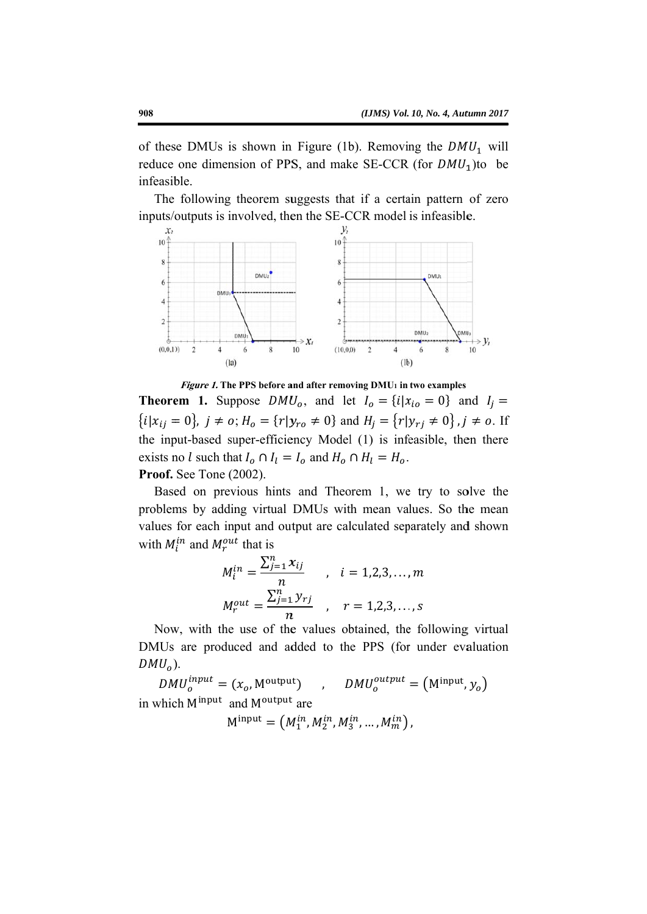of these DMUs is shown in Figure (1b). Removing the $DMU_1$ will reduce one dimension of PPS, and make SE-CCR (for $DMU_1$)to be infeasible.

The following theorem suggests that if a certain pattern of zero inputs/outputs is involved, then the SE-CCR model is infeasible.

***Figure 1.*** **The PPS before and after removing DMU1 in two examples**

**Theorem 1.** Suppose $DMU_o$, and let $I_o = \{i|x_{io} = 0\}$ and $I_j = \{i|x_{ij} = 0\}$, $j \neq o$; $H_o = \{r|y_{ro} \neq 0\}$ and $H_j = \{r|y_{rj} \neq 0\}, j \neq o$. If the input-based super-efficiency Model (1) is infeasible, then there exists no $l$ such that $I_o \cap I_l = I_o$ and $H_o \cap H_l = H_o$.

**Proof.** See Tone (2002).

Based on previous hints and Theorem 1, we try to solve the problems by adding virtual DMUs with mean values. So the mean values for each input and output are calculated separately and shown with $M_i^{in}$ and $M_r^{out}$ that is

$$M_i^{in} = \frac{\sum_{j=1}^{n} x_{ij}}{n} \quad , \quad i = 1,2,3,\ldots,m$$

$$M_r^{out} = \frac{\sum_{j=1}^{n} y_{rj}}{n} \quad , \quad r = 1,2,3,\ldots,s$$

Now, with the use of the values obtained, the following virtual DMUs are produced and added to the PPS (for under evaluation $DMU_o$).

$$DMU_o^{input} = (x_o, \mathrm{M}^{\text{output}}) \quad , \quad DMU_o^{output} = (\mathrm{M}^{\text{input}}, y_o)$$

in which $\mathrm{M}^{\text{input}}$ and $\mathrm{M}^{\text{output}}$ are

$$\mathrm{M}^{\text{input}} = (M_1^{in}, M_2^{in}, M_3^{in}, \ldots, M_m^{in}),$$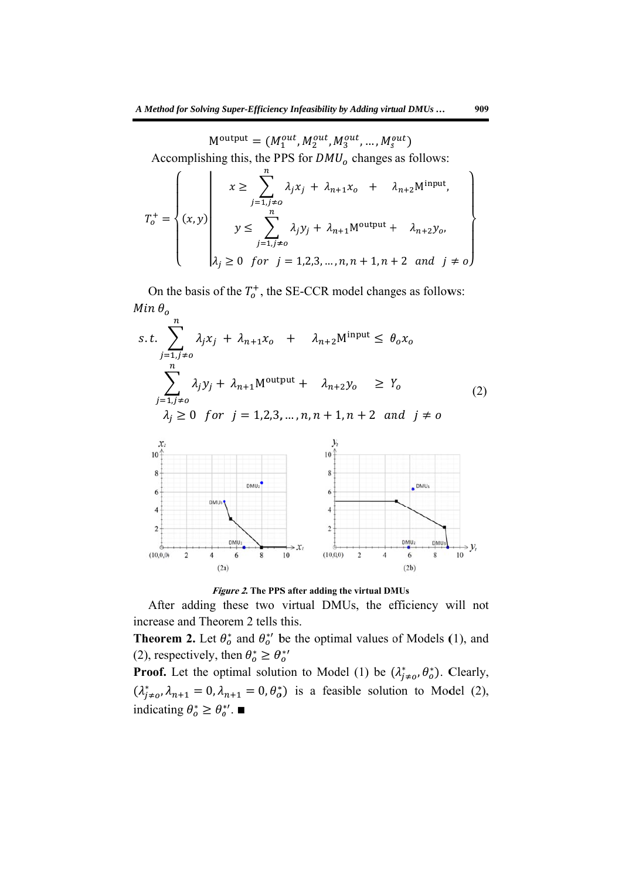$$\mathrm{M}^{\mathrm{output}} = (M_1^{out}, M_2^{out}, M_3^{out}, \ldots, M_s^{out})$$

Accomplishing this, the PPS for $DMU_o$ changes as follows:

$$T_o^+ = \left\{ (x,y) \left| \begin{array}{l} x \geq \sum_{j=1, j\neq o}^{n} \lambda_j x_j + \lambda_{n+1} x_o + \lambda_{n+2} \mathrm{M}^{\mathrm{input}}, \\ y \leq \sum_{j=1, j\neq o}^{n} \lambda_j y_j + \lambda_{n+1} \mathrm{M}^{\mathrm{output}} + \lambda_{n+2} y_o, \\ \lambda_j \geq 0 \quad for \quad j = 1,2,3,\ldots,n,n+1,n+2 \quad and \quad j \neq o \end{array} \right. \right\}$$

On the basis of the $T_o^+$, the SE-CCR model changes as follows:

$$\begin{aligned} & Min\ \theta_o \\ & s.t. \sum_{j=1, j\neq o}^{n} \lambda_j x_j + \lambda_{n+1} x_o + \lambda_{n+2} \mathrm{M}^{\mathrm{input}} \leq \theta_o x_o \\ & \sum_{j=1, j\neq o}^{n} \lambda_j y_j + \lambda_{n+1} \mathrm{M}^{\mathrm{output}} + \lambda_{n+2} y_o \geq Y_o \qquad (2) \\ & \lambda_j \geq 0 \quad for \quad j = 1,2,3,\ldots,n,n+1,n+2 \quad and \quad j \neq o \end{aligned}$$

*Figure 2.* **The PPS after adding the virtual DMUs**

After adding these two virtual DMUs, the efficiency will not increase and Theorem 2 tells this.

**Theorem 2.** Let $\theta_o^*$ and $\theta_o^{*\prime}$ be the optimal values of Models (1), and (2), respectively, then $\theta_o^* \geq \theta_o^{*\prime}$

**Proof.** Let the optimal solution to Model (1) be $(\lambda_{j\neq o}^*, \theta_o^*)$. Clearly, $(\lambda_{j\neq o}^*, \lambda_{n+1} = 0, \lambda_{n+1} = 0, \theta_o^*)$ is a feasible solution to Model (2), indicating $\theta_o^* \geq \theta_o^{*\prime}$. ■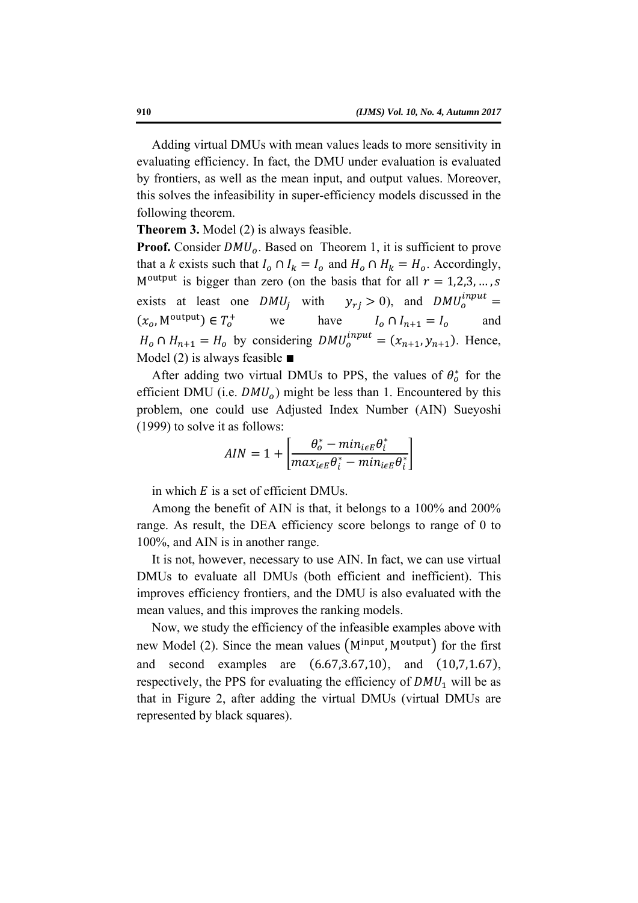Adding virtual DMUs with mean values leads to more sensitivity in evaluating efficiency. In fact, the DMU under evaluation is evaluated by frontiers, as well as the mean input, and output values. Moreover, this solves the infeasibility in super-efficiency models discussed in the following theorem.

**Theorem 3.** Model (2) is always feasible.

**Proof.** Consider $DMU_o$. Based on Theorem 1, it is sufficient to prove that a *k* exists such that $I_o \cap I_k = I_o$ and $H_o \cap H_k = H_o$. Accordingly, $\mathrm{M}^{\text{output}}$ is bigger than zero (on the basis that for all $r = 1,2,3, \ldots, s$ exists at least one $DMU_j$ with $y_{rj} > 0$), and $DMU_o^{input} = (x_o, \mathrm{M}^{\text{output}}) \in T_o^+$ we have $I_o \cap I_{n+1} = I_o$ and $H_o \cap H_{n+1} = H_o$ by considering $DMU_o^{input} = (x_{n+1}, y_{n+1})$. Hence, Model (2) is always feasible ■

After adding two virtual DMUs to PPS, the values of $\theta_o^*$ for the efficient DMU (i.e. $DMU_o$) might be less than 1. Encountered by this problem, one could use Adjusted Index Number (AIN) Sueyoshi (1999) to solve it as follows:

$$AIN = 1 + \left[ \frac{\theta_o^* - min_{i \in E} \theta_i^*}{max_{i \in E} \theta_i^* - min_{i \in E} \theta_i^*} \right]$$

in which $E$ is a set of efficient DMUs.

Among the benefit of AIN is that, it belongs to a 100% and 200% range. As result, the DEA efficiency score belongs to range of 0 to 100%, and AIN is in another range.

It is not, however, necessary to use AIN. In fact, we can use virtual DMUs to evaluate all DMUs (both efficient and inefficient). This improves efficiency frontiers, and the DMU is also evaluated with the mean values, and this improves the ranking models.

Now, we study the efficiency of the infeasible examples above with new Model (2). Since the mean values $(\mathrm{M}^{\text{input}}, \mathrm{M}^{\text{output}})$ for the first and second examples are $(6.67, 3.67, 10)$, and $(10, 7, 1.67)$, respectively, the PPS for evaluating the efficiency of $DMU_1$ will be as that in Figure 2, after adding the virtual DMUs (virtual DMUs are represented by black squares).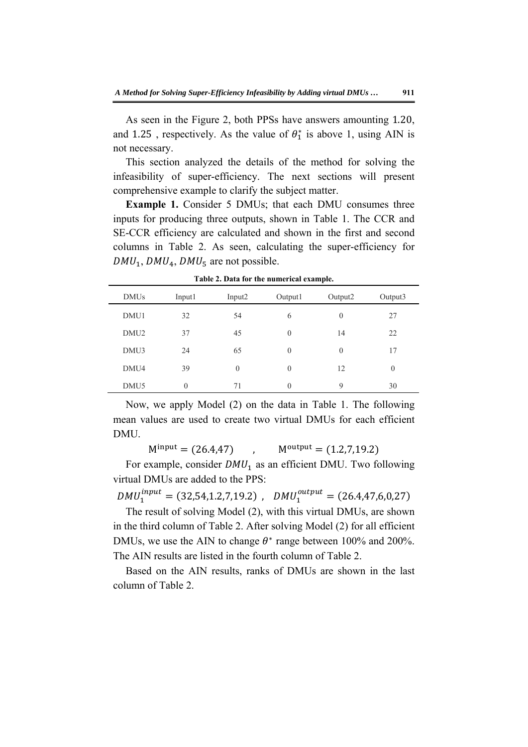As seen in the Figure 2, both PPSs have answers amounting 1.20, and 1.25 , respectively. As the value of $\theta_1^*$ is above 1, using AIN is not necessary.

This section analyzed the details of the method for solving the infeasibility of super-efficiency. The next sections will present comprehensive example to clarify the subject matter.

**Example 1.** Consider 5 DMUs; that each DMU consumes three inputs for producing three outputs, shown in Table 1. The CCR and SE-CCR efficiency are calculated and shown in the first and second columns in Table 2. As seen, calculating the super-efficiency for $DMU_1$, $DMU_4$, $DMU_5$ are not possible.

**Table 2. Data for the numerical example.**

| DMUs | Input1 | Input2 | Output1 | Output2 | Output3 |
|---|---|---|---|---|---|
| DMU1 | 32 | 54 | 6 | 0 | 27 |
| DMU2 | 37 | 45 | 0 | 14 | 22 |
| DMU3 | 24 | 65 | 0 | 0 | 17 |
| DMU4 | 39 | 0 | 0 | 12 | 0 |
| DMU5 | 0 | 71 | 0 | 9 | 30 |

Now, we apply Model (2) on the data in Table 1. The following mean values are used to create two virtual DMUs for each efficient DMU.

$$\mathrm{M}^{\mathrm{input}} = (26.4{,}47) \quad , \quad \mathrm{M}^{\mathrm{output}} = (1.2{,}7{,}19.2)$$

For example, consider $DMU_1$ as an efficient DMU. Two following virtual DMUs are added to the PPS:

$$DMU_1^{input} = (32{,}54{,}1.2{,}7{,}19.2) \;,\quad DMU_1^{output} = (26.4{,}47{,}6{,}0{,}27)$$

The result of solving Model (2), with this virtual DMUs, are shown in the third column of Table 2. After solving Model (2) for all efficient DMUs, we use the AIN to change $\theta^*$ range between 100% and 200%. The AIN results are listed in the fourth column of Table 2.

Based on the AIN results, ranks of DMUs are shown in the last column of Table 2.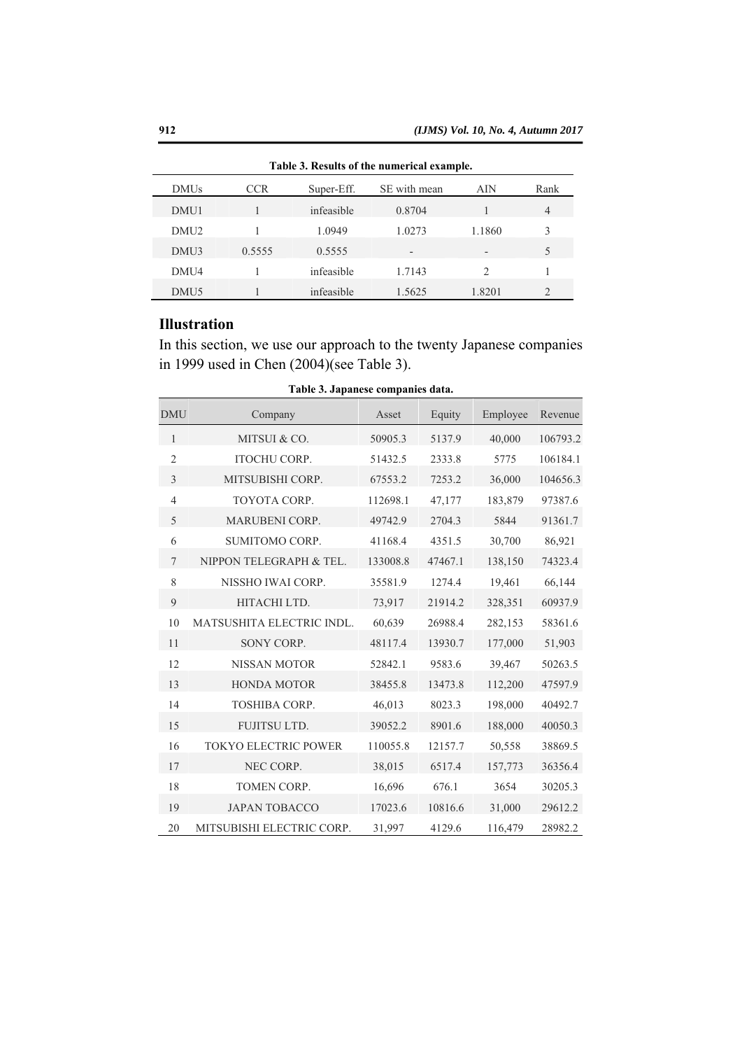**Table 3. Results of the numerical example.**

| DMUs | CCR | Super-Eff. | SE with mean | AIN | Rank |
|---|---|---|---|---|---|
| DMU1 | 1 | infeasible | 0.8704 | 1 | 4 |
| DMU2 | 1 | 1.0949 | 1.0273 | 1.1860 | 3 |
| DMU3 | 0.5555 | 0.5555 | - | - | 5 |
| DMU4 | 1 | infeasible | 1.7143 | 2 | 1 |
| DMU5 | 1 | infeasible | 1.5625 | 1.8201 | 2 |

## Illustration

In this section, we use our approach to the twenty Japanese companies in 1999 used in Chen (2004)(see Table 3).

**Table 3. Japanese companies data.**

| DMU | Company | Asset | Equity | Employee | Revenue |
|---|---|---|---|---|---|
| 1 | MITSUI & CO. | 50905.3 | 5137.9 | 40,000 | 106793.2 |
| 2 | ITOCHU CORP. | 51432.5 | 2333.8 | 5775 | 106184.1 |
| 3 | MITSUBISHI CORP. | 67553.2 | 7253.2 | 36,000 | 104656.3 |
| 4 | TOYOTA CORP. | 112698.1 | 47,177 | 183,879 | 97387.6 |
| 5 | MARUBENI CORP. | 49742.9 | 2704.3 | 5844 | 91361.7 |
| 6 | SUMITOMO CORP. | 41168.4 | 4351.5 | 30,700 | 86,921 |
| 7 | NIPPON TELEGRAPH & TEL. | 133008.8 | 47467.1 | 138,150 | 74323.4 |
| 8 | NISSHO IWAI CORP. | 35581.9 | 1274.4 | 19,461 | 66,144 |
| 9 | HITACHI LTD. | 73,917 | 21914.2 | 328,351 | 60937.9 |
| 10 | MATSUSHITA ELECTRIC INDL. | 60,639 | 26988.4 | 282,153 | 58361.6 |
| 11 | SONY CORP. | 48117.4 | 13930.7 | 177,000 | 51,903 |
| 12 | NISSAN MOTOR | 52842.1 | 9583.6 | 39,467 | 50263.5 |
| 13 | HONDA MOTOR | 38455.8 | 13473.8 | 112,200 | 47597.9 |
| 14 | TOSHIBA CORP. | 46,013 | 8023.3 | 198,000 | 40492.7 |
| 15 | FUJITSU LTD. | 39052.2 | 8901.6 | 188,000 | 40050.3 |
| 16 | TOKYO ELECTRIC POWER | 110055.8 | 12157.7 | 50,558 | 38869.5 |
| 17 | NEC CORP. | 38,015 | 6517.4 | 157,773 | 36356.4 |
| 18 | TOMEN CORP. | 16,696 | 676.1 | 3654 | 30205.3 |
| 19 | JAPAN TOBACCO | 17023.6 | 10816.6 | 31,000 | 29612.2 |
| 20 | MITSUBISHI ELECTRIC CORP. | 31,997 | 4129.6 | 116,479 | 28982.2 |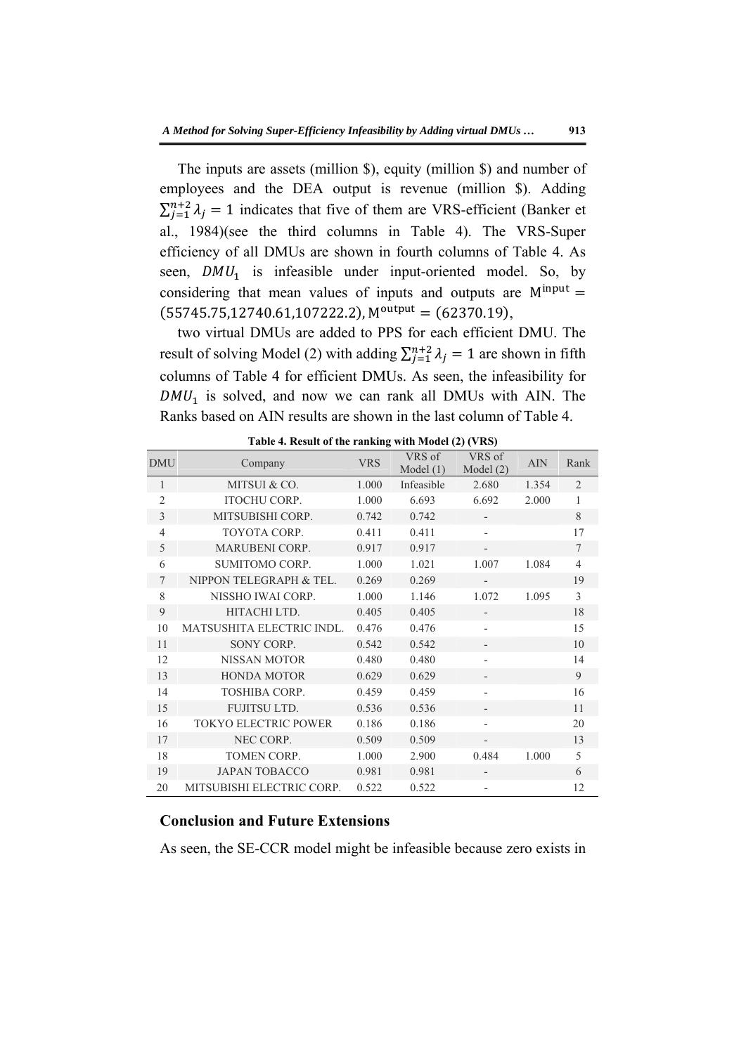The inputs are assets (million \$), equity (million \$) and number of employees and the DEA output is revenue (million \$). Adding $\sum_{j=1}^{n+2} \lambda_j = 1$ indicates that five of them are VRS-efficient (Banker et al., 1984)(see the third columns in Table 4). The VRS-Super efficiency of all DMUs are shown in fourth columns of Table 4. As seen, $DMU_1$ is infeasible under input-oriented model. So, by considering that mean values of inputs and outputs are $\mathrm{M}^{\text{input}} = (55745.75, 12740.61, 107222.2)$, $\mathrm{M}^{\text{output}} = (62370.19)$,

two virtual DMUs are added to PPS for each efficient DMU. The result of solving Model (2) with adding $\sum_{j=1}^{n+2} \lambda_j = 1$ are shown in fifth columns of Table 4 for efficient DMUs. As seen, the infeasibility for $DMU_1$ is solved, and now we can rank all DMUs with AIN. The Ranks based on AIN results are shown in the last column of Table 4.

**Table 4. Result of the ranking with Model (2) (VRS)**

| DMU | Company | VRS | VRS of Model (1) | VRS of Model (2) | AIN | Rank |
|---|---|---|---|---|---|---|
| 1 | MITSUI & CO. | 1.000 | Infeasible | 2.680 | 1.354 | 2 |
| 2 | ITOCHU CORP. | 1.000 | 6.693 | 6.692 | 2.000 | 1 |
| 3 | MITSUBISHI CORP. | 0.742 | 0.742 | - | | 8 |
| 4 | TOYOTA CORP. | 0.411 | 0.411 | - | | 17 |
| 5 | MARUBENI CORP. | 0.917 | 0.917 | - | | 7 |
| 6 | SUMITOMO CORP. | 1.000 | 1.021 | 1.007 | 1.084 | 4 |
| 7 | NIPPON TELEGRAPH & TEL. | 0.269 | 0.269 | - | | 19 |
| 8 | NISSHO IWAI CORP. | 1.000 | 1.146 | 1.072 | 1.095 | 3 |
| 9 | HITACHI LTD. | 0.405 | 0.405 | - | | 18 |
| 10 | MATSUSHITA ELECTRIC INDL. | 0.476 | 0.476 | - | | 15 |
| 11 | SONY CORP. | 0.542 | 0.542 | - | | 10 |
| 12 | NISSAN MOTOR | 0.480 | 0.480 | - | | 14 |
| 13 | HONDA MOTOR | 0.629 | 0.629 | - | | 9 |
| 14 | TOSHIBA CORP. | 0.459 | 0.459 | - | | 16 |
| 15 | FUJITSU LTD. | 0.536 | 0.536 | - | | 11 |
| 16 | TOKYO ELECTRIC POWER | 0.186 | 0.186 | - | | 20 |
| 17 | NEC CORP. | 0.509 | 0.509 | - | | 13 |
| 18 | TOMEN CORP. | 1.000 | 2.900 | 0.484 | 1.000 | 5 |
| 19 | JAPAN TOBACCO | 0.981 | 0.981 | - | | 6 |
| 20 | MITSUBISHI ELECTRIC CORP. | 0.522 | 0.522 | - | | 12 |

## Conclusion and Future Extensions

As seen, the SE-CCR model might be infeasible because zero exists in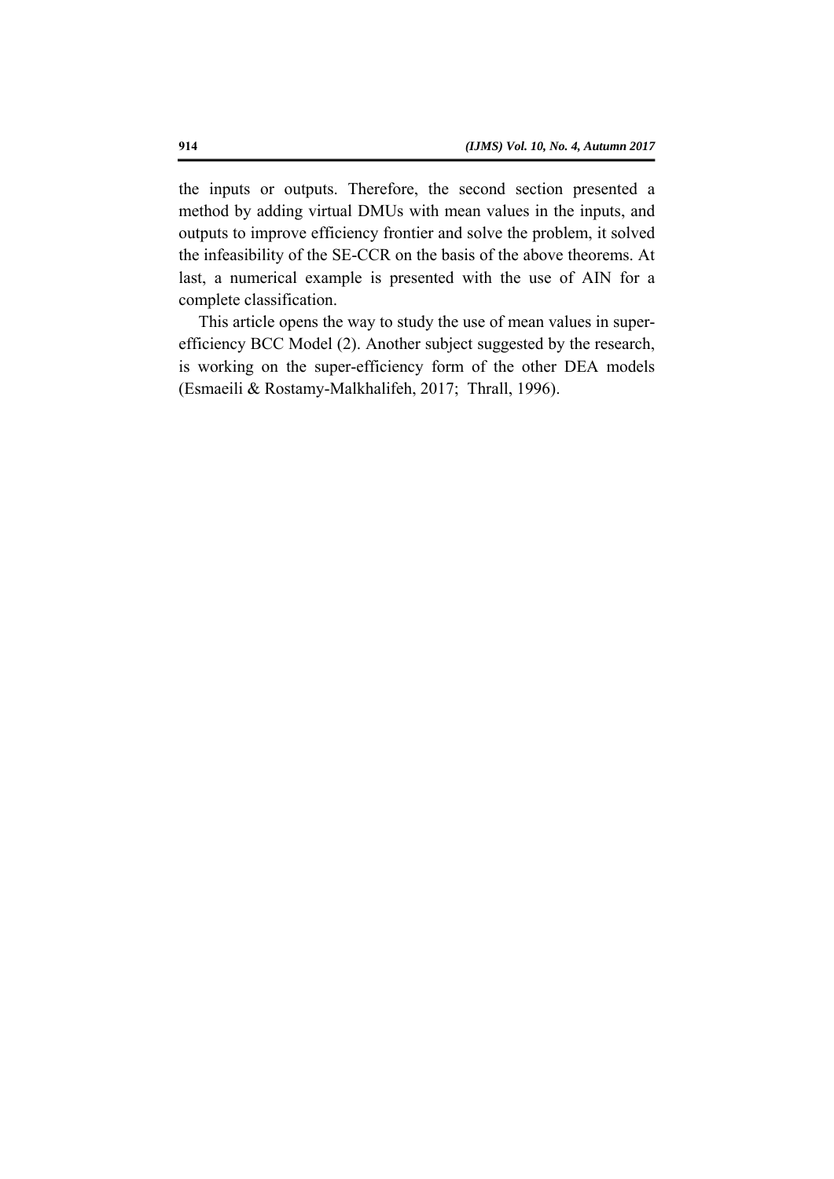the inputs or outputs. Therefore, the second section presented a method by adding virtual DMUs with mean values in the inputs, and outputs to improve efficiency frontier and solve the problem, it solved the infeasibility of the SE-CCR on the basis of the above theorems. At last, a numerical example is presented with the use of AIN for a complete classification.

This article opens the way to study the use of mean values in super-efficiency BCC Model (2). Another subject suggested by the research, is working on the super-efficiency form of the other DEA models (Esmaeili & Rostamy-Malkhalifeh, 2017; Thrall, 1996).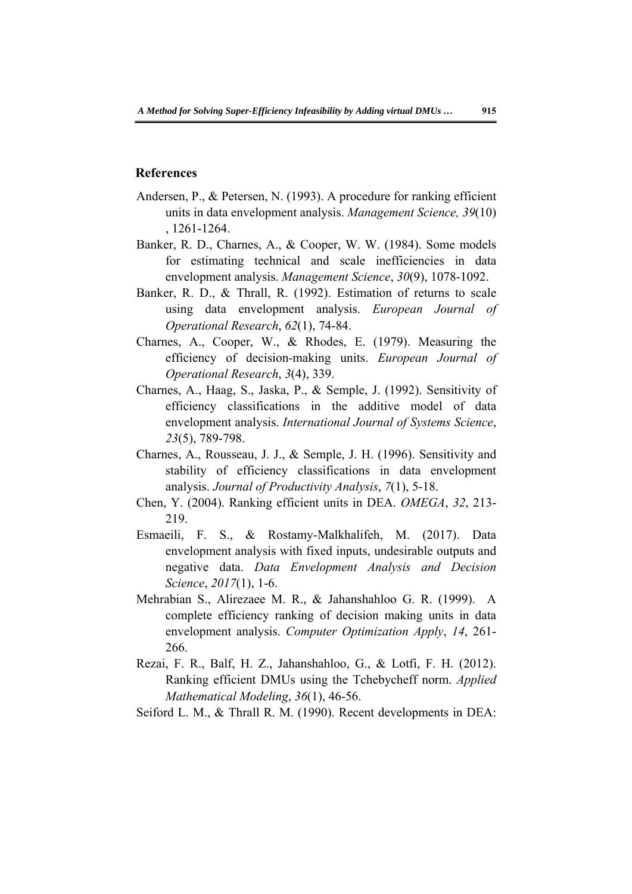## References

Andersen, P., & Petersen, N. (1993). A procedure for ranking efficient units in data envelopment analysis. *Management Science, 39*(10) , 1261-1264.

Banker, R. D., Charnes, A., & Cooper, W. W. (1984). Some models for estimating technical and scale inefficiencies in data envelopment analysis. *Management Science*, *30*(9), 1078-1092.

Banker, R. D., & Thrall, R. (1992). Estimation of returns to scale using data envelopment analysis. *European Journal of Operational Research*, *62*(1), 74-84.

Charnes, A., Cooper, W., & Rhodes, E. (1979). Measuring the efficiency of decision-making units. *European Journal of Operational Research*, *3*(4), 339.

Charnes, A., Haag, S., Jaska, P., & Semple, J. (1992). Sensitivity of efficiency classifications in the additive model of data envelopment analysis. *International Journal of Systems Science*, *23*(5), 789-798.

Charnes, A., Rousseau, J. J., & Semple, J. H. (1996). Sensitivity and stability of efficiency classifications in data envelopment analysis. *Journal of Productivity Analysis*, *7*(1), 5-18.

Chen, Y. (2004). Ranking efficient units in DEA. *OMEGA*, *32*, 213-219.

Esmaeili, F. S., & Rostamy-Malkhalifeh, M. (2017). Data envelopment analysis with fixed inputs, undesirable outputs and negative data. *Data Envelopment Analysis and Decision Science*, *2017*(1), 1-6.

Mehrabian S., Alirezaee M. R., & Jahanshahloo G. R. (1999). A complete efficiency ranking of decision making units in data envelopment analysis. *Computer Optimization Apply*, *14*, 261-266.

Rezai, F. R., Balf, H. Z., Jahanshahloo, G., & Lotfi, F. H. (2012). Ranking efficient DMUs using the Tchebycheff norm. *Applied Mathematical Modeling*, *36*(1), 46-56.

Seiford L. M., & Thrall R. M. (1990). Recent developments in DEA: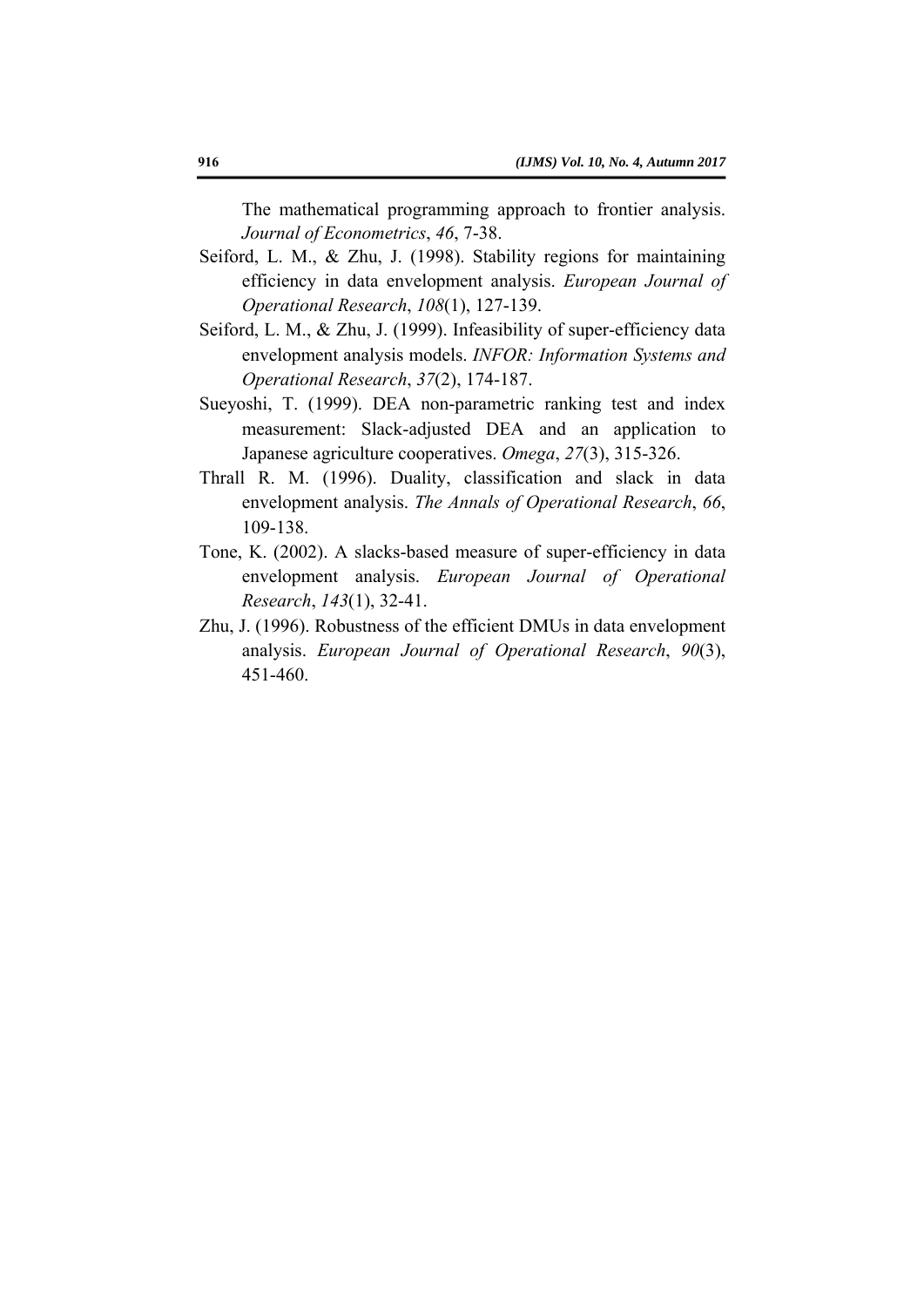The mathematical programming approach to frontier analysis. *Journal of Econometrics*, *46*, 7-38.

Seiford, L. M., & Zhu, J. (1998). Stability regions for maintaining efficiency in data envelopment analysis. *European Journal of Operational Research*, *108*(1), 127-139.

Seiford, L. M., & Zhu, J. (1999). Infeasibility of super-efficiency data envelopment analysis models. *INFOR: Information Systems and Operational Research*, *37*(2), 174-187.

Sueyoshi, T. (1999). DEA non-parametric ranking test and index measurement: Slack-adjusted DEA and an application to Japanese agriculture cooperatives. *Omega*, *27*(3), 315-326.

Thrall R. M. (1996). Duality, classification and slack in data envelopment analysis. *The Annals of Operational Research*, *66*, 109-138.

Tone, K. (2002). A slacks-based measure of super-efficiency in data envelopment analysis. *European Journal of Operational Research*, *143*(1), 32-41.

Zhu, J. (1996). Robustness of the efficient DMUs in data envelopment analysis. *European Journal of Operational Research*, *90*(3), 451-460.